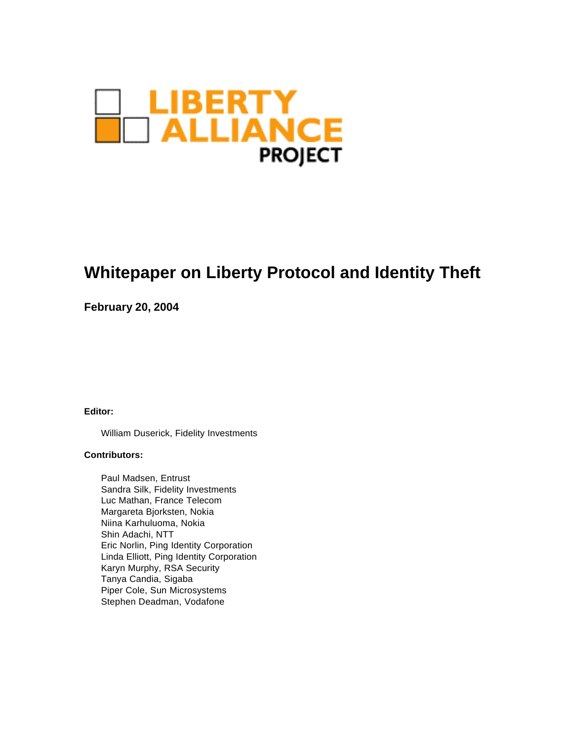LIBERTY ALLIANCE PROJECT

# Whitepaper on Liberty Protocol and Identity Theft

**February 20, 2004**

**Editor:**

William Duserick, Fidelity Investments

**Contributors:**

Paul Madsen, Entrust
Sandra Silk, Fidelity Investments
Luc Mathan, France Telecom
Margareta Bjorksten, Nokia
Niina Karhuluoma, Nokia
Shin Adachi, NTT
Eric Norlin, Ping Identity Corporation
Linda Elliott, Ping Identity Corporation
Karyn Murphy, RSA Security
Tanya Candia, Sigaba
Piper Cole, Sun Microsystems
Stephen Deadman, Vodafone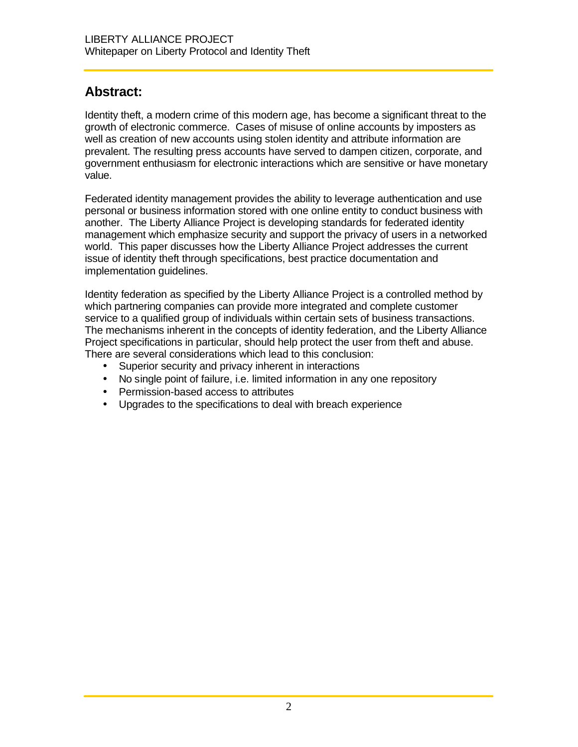## Abstract:

Identity theft, a modern crime of this modern age, has become a significant threat to the growth of electronic commerce. Cases of misuse of online accounts by imposters as well as creation of new accounts using stolen identity and attribute information are prevalent. The resulting press accounts have served to dampen citizen, corporate, and government enthusiasm for electronic interactions which are sensitive or have monetary value.

Federated identity management provides the ability to leverage authentication and use personal or business information stored with one online entity to conduct business with another. The Liberty Alliance Project is developing standards for federated identity management which emphasize security and support the privacy of users in a networked world. This paper discusses how the Liberty Alliance Project addresses the current issue of identity theft through specifications, best practice documentation and implementation guidelines.

Identity federation as specified by the Liberty Alliance Project is a controlled method by which partnering companies can provide more integrated and complete customer service to a qualified group of individuals within certain sets of business transactions. The mechanisms inherent in the concepts of identity federation, and the Liberty Alliance Project specifications in particular, should help protect the user from theft and abuse. There are several considerations which lead to this conclusion:

- Superior security and privacy inherent in interactions
- No single point of failure, i.e. limited information in any one repository
- Permission-based access to attributes
- Upgrades to the specifications to deal with breach experience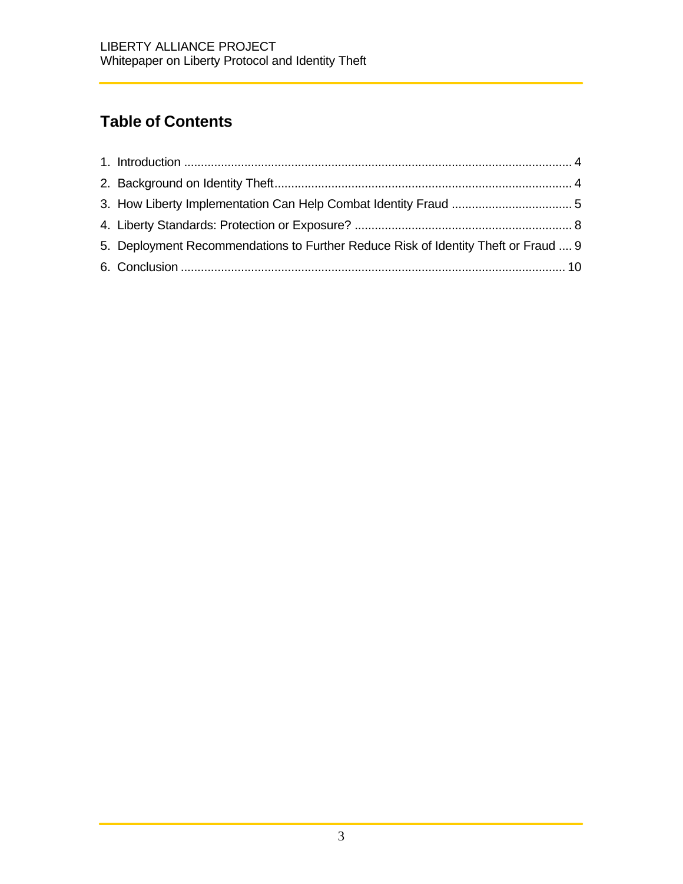## Table of Contents

1. Introduction .................................................................................................................. 4
2. Background on Identity Theft........................................................................................ 4
3. How Liberty Implementation Can Help Combat Identity Fraud .................................... 5
4. Liberty Standards: Protection or Exposure? ................................................................ 8
5. Deployment Recommendations to Further Reduce Risk of Identity Theft or Fraud .... 9
6. Conclusion ................................................................................................................. 10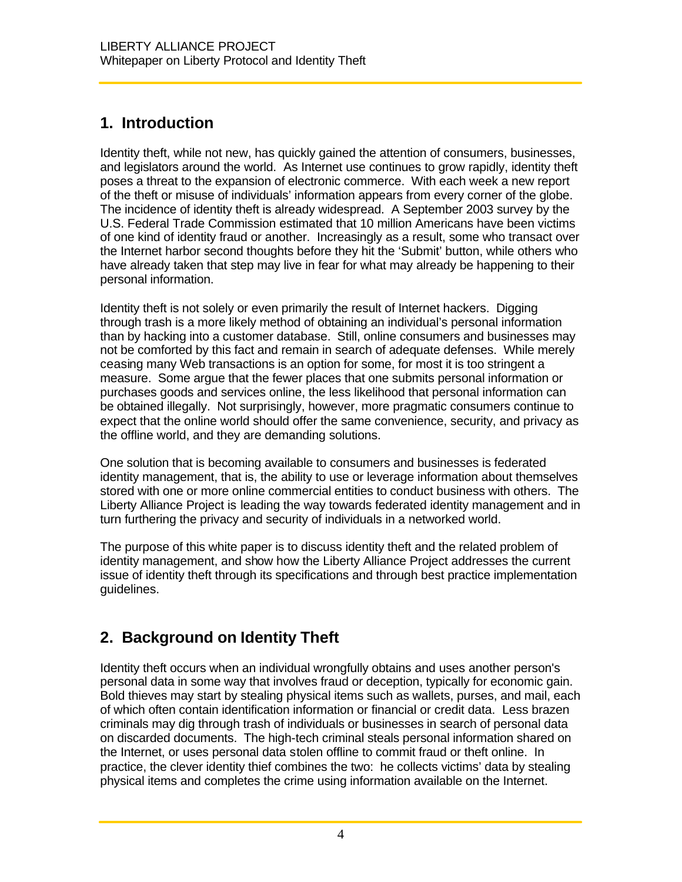## 1. Introduction

Identity theft, while not new, has quickly gained the attention of consumers, businesses, and legislators around the world. As Internet use continues to grow rapidly, identity theft poses a threat to the expansion of electronic commerce. With each week a new report of the theft or misuse of individuals' information appears from every corner of the globe. The incidence of identity theft is already widespread. A September 2003 survey by the U.S. Federal Trade Commission estimated that 10 million Americans have been victims of one kind of identity fraud or another. Increasingly as a result, some who transact over the Internet harbor second thoughts before they hit the 'Submit' button, while others who have already taken that step may live in fear for what may already be happening to their personal information.

Identity theft is not solely or even primarily the result of Internet hackers. Digging through trash is a more likely method of obtaining an individual's personal information than by hacking into a customer database. Still, online consumers and businesses may not be comforted by this fact and remain in search of adequate defenses. While merely ceasing many Web transactions is an option for some, for most it is too stringent a measure. Some argue that the fewer places that one submits personal information or purchases goods and services online, the less likelihood that personal information can be obtained illegally. Not surprisingly, however, more pragmatic consumers continue to expect that the online world should offer the same convenience, security, and privacy as the offline world, and they are demanding solutions.

One solution that is becoming available to consumers and businesses is federated identity management, that is, the ability to use or leverage information about themselves stored with one or more online commercial entities to conduct business with others. The Liberty Alliance Project is leading the way towards federated identity management and in turn furthering the privacy and security of individuals in a networked world.

The purpose of this white paper is to discuss identity theft and the related problem of identity management, and show how the Liberty Alliance Project addresses the current issue of identity theft through its specifications and through best practice implementation guidelines.

## 2. Background on Identity Theft

Identity theft occurs when an individual wrongfully obtains and uses another person's personal data in some way that involves fraud or deception, typically for economic gain. Bold thieves may start by stealing physical items such as wallets, purses, and mail, each of which often contain identification information or financial or credit data. Less brazen criminals may dig through trash of individuals or businesses in search of personal data on discarded documents. The high-tech criminal steals personal information shared on the Internet, or uses personal data stolen offline to commit fraud or theft online. In practice, the clever identity thief combines the two: he collects victims' data by stealing physical items and completes the crime using information available on the Internet.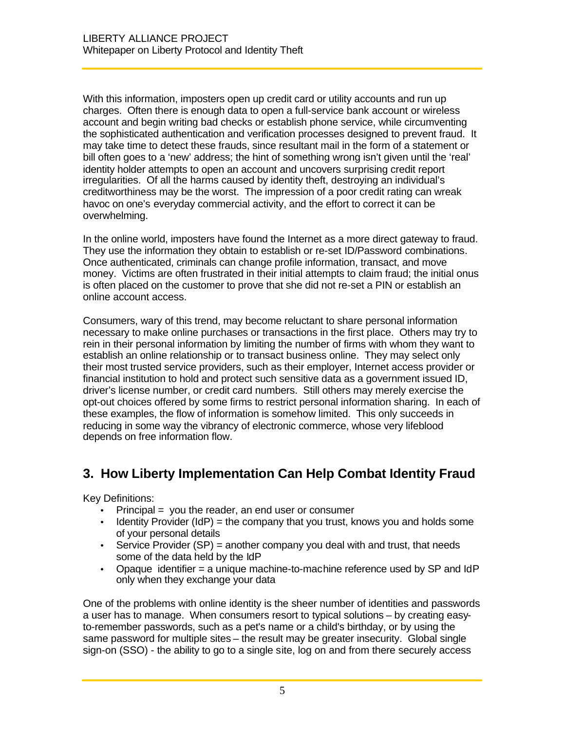With this information, imposters open up credit card or utility accounts and run up charges. Often there is enough data to open a full-service bank account or wireless account and begin writing bad checks or establish phone service, while circumventing the sophisticated authentication and verification processes designed to prevent fraud. It may take time to detect these frauds, since resultant mail in the form of a statement or bill often goes to a 'new' address; the hint of something wrong isn't given until the 'real' identity holder attempts to open an account and uncovers surprising credit report irregularities. Of all the harms caused by identity theft, destroying an individual's creditworthiness may be the worst. The impression of a poor credit rating can wreak havoc on one's everyday commercial activity, and the effort to correct it can be overwhelming.

In the online world, imposters have found the Internet as a more direct gateway to fraud. They use the information they obtain to establish or re-set ID/Password combinations. Once authenticated, criminals can change profile information, transact, and move money. Victims are often frustrated in their initial attempts to claim fraud; the initial onus is often placed on the customer to prove that she did not re-set a PIN or establish an online account access.

Consumers, wary of this trend, may become reluctant to share personal information necessary to make online purchases or transactions in the first place. Others may try to rein in their personal information by limiting the number of firms with whom they want to establish an online relationship or to transact business online. They may select only their most trusted service providers, such as their employer, Internet access provider or financial institution to hold and protect such sensitive data as a government issued ID, driver's license number, or credit card numbers. Still others may merely exercise the opt-out choices offered by some firms to restrict personal information sharing. In each of these examples, the flow of information is somehow limited. This only succeeds in reducing in some way the vibrancy of electronic commerce, whose very lifeblood depends on free information flow.

## 3. How Liberty Implementation Can Help Combat Identity Fraud

Key Definitions:

- Principal = you the reader, an end user or consumer
- Identity Provider (IdP) = the company that you trust, knows you and holds some of your personal details
- Service Provider (SP) = another company you deal with and trust, that needs some of the data held by the IdP
- Opaque identifier = a unique machine-to-machine reference used by SP and IdP only when they exchange your data

One of the problems with online identity is the sheer number of identities and passwords a user has to manage. When consumers resort to typical solutions – by creating easy-to-remember passwords, such as a pet's name or a child's birthday, or by using the same password for multiple sites – the result may be greater insecurity. Global single sign-on (SSO) - the ability to go to a single site, log on and from there securely access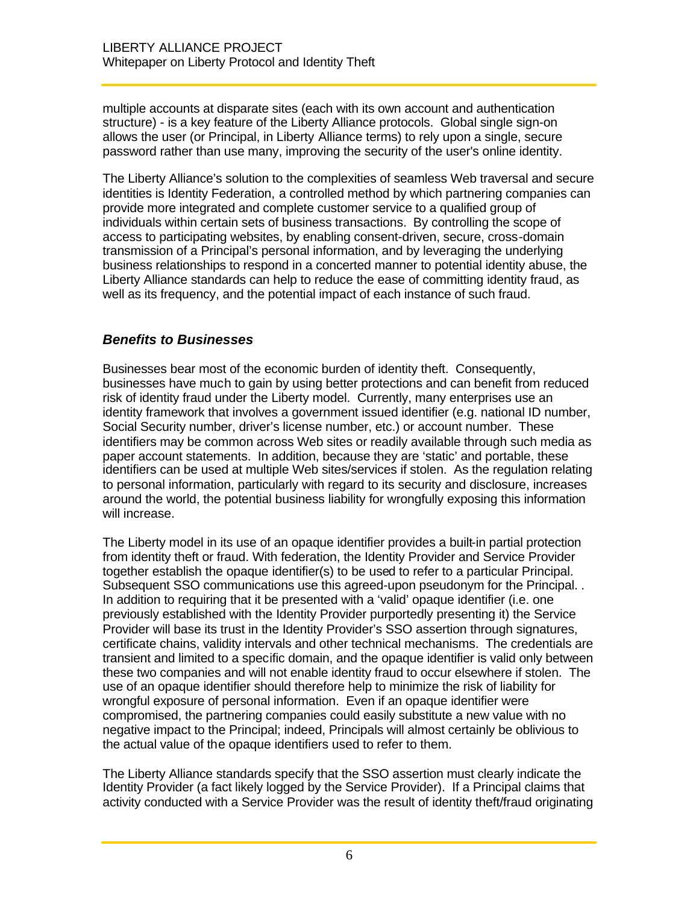multiple accounts at disparate sites (each with its own account and authentication structure) - is a key feature of the Liberty Alliance protocols. Global single sign-on allows the user (or Principal, in Liberty Alliance terms) to rely upon a single, secure password rather than use many, improving the security of the user's online identity.

The Liberty Alliance's solution to the complexities of seamless Web traversal and secure identities is Identity Federation, a controlled method by which partnering companies can provide more integrated and complete customer service to a qualified group of individuals within certain sets of business transactions. By controlling the scope of access to participating websites, by enabling consent-driven, secure, cross-domain transmission of a Principal's personal information, and by leveraging the underlying business relationships to respond in a concerted manner to potential identity abuse, the Liberty Alliance standards can help to reduce the ease of committing identity fraud, as well as its frequency, and the potential impact of each instance of such fraud.

### *Benefits to Businesses*

Businesses bear most of the economic burden of identity theft. Consequently, businesses have much to gain by using better protections and can benefit from reduced risk of identity fraud under the Liberty model. Currently, many enterprises use an identity framework that involves a government issued identifier (e.g. national ID number, Social Security number, driver's license number, etc.) or account number. These identifiers may be common across Web sites or readily available through such media as paper account statements. In addition, because they are 'static' and portable, these identifiers can be used at multiple Web sites/services if stolen. As the regulation relating to personal information, particularly with regard to its security and disclosure, increases around the world, the potential business liability for wrongfully exposing this information will increase.

The Liberty model in its use of an opaque identifier provides a built-in partial protection from identity theft or fraud. With federation, the Identity Provider and Service Provider together establish the opaque identifier(s) to be used to refer to a particular Principal. Subsequent SSO communications use this agreed-upon pseudonym for the Principal. . In addition to requiring that it be presented with a 'valid' opaque identifier (i.e. one previously established with the Identity Provider purportedly presenting it) the Service Provider will base its trust in the Identity Provider's SSO assertion through signatures, certificate chains, validity intervals and other technical mechanisms. The credentials are transient and limited to a specific domain, and the opaque identifier is valid only between these two companies and will not enable identity fraud to occur elsewhere if stolen. The use of an opaque identifier should therefore help to minimize the risk of liability for wrongful exposure of personal information. Even if an opaque identifier were compromised, the partnering companies could easily substitute a new value with no negative impact to the Principal; indeed, Principals will almost certainly be oblivious to the actual value of the opaque identifiers used to refer to them.

The Liberty Alliance standards specify that the SSO assertion must clearly indicate the Identity Provider (a fact likely logged by the Service Provider). If a Principal claims that activity conducted with a Service Provider was the result of identity theft/fraud originating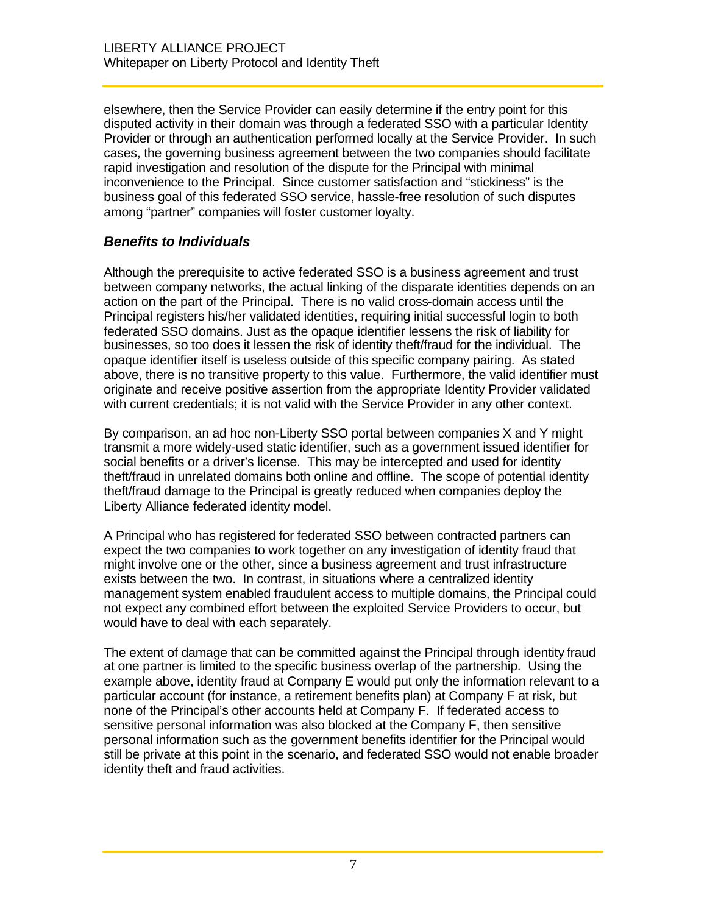elsewhere, then the Service Provider can easily determine if the entry point for this disputed activity in their domain was through a federated SSO with a particular Identity Provider or through an authentication performed locally at the Service Provider. In such cases, the governing business agreement between the two companies should facilitate rapid investigation and resolution of the dispute for the Principal with minimal inconvenience to the Principal. Since customer satisfaction and "stickiness" is the business goal of this federated SSO service, hassle-free resolution of such disputes among "partner" companies will foster customer loyalty.

### *Benefits to Individuals*

Although the prerequisite to active federated SSO is a business agreement and trust between company networks, the actual linking of the disparate identities depends on an action on the part of the Principal. There is no valid cross-domain access until the Principal registers his/her validated identities, requiring initial successful login to both federated SSO domains. Just as the opaque identifier lessens the risk of liability for businesses, so too does it lessen the risk of identity theft/fraud for the individual. The opaque identifier itself is useless outside of this specific company pairing. As stated above, there is no transitive property to this value. Furthermore, the valid identifier must originate and receive positive assertion from the appropriate Identity Provider validated with current credentials; it is not valid with the Service Provider in any other context.

By comparison, an ad hoc non-Liberty SSO portal between companies X and Y might transmit a more widely-used static identifier, such as a government issued identifier for social benefits or a driver's license. This may be intercepted and used for identity theft/fraud in unrelated domains both online and offline. The scope of potential identity theft/fraud damage to the Principal is greatly reduced when companies deploy the Liberty Alliance federated identity model.

A Principal who has registered for federated SSO between contracted partners can expect the two companies to work together on any investigation of identity fraud that might involve one or the other, since a business agreement and trust infrastructure exists between the two. In contrast, in situations where a centralized identity management system enabled fraudulent access to multiple domains, the Principal could not expect any combined effort between the exploited Service Providers to occur, but would have to deal with each separately.

The extent of damage that can be committed against the Principal through identity fraud at one partner is limited to the specific business overlap of the partnership. Using the example above, identity fraud at Company E would put only the information relevant to a particular account (for instance, a retirement benefits plan) at Company F at risk, but none of the Principal's other accounts held at Company F. If federated access to sensitive personal information was also blocked at the Company F, then sensitive personal information such as the government benefits identifier for the Principal would still be private at this point in the scenario, and federated SSO would not enable broader identity theft and fraud activities.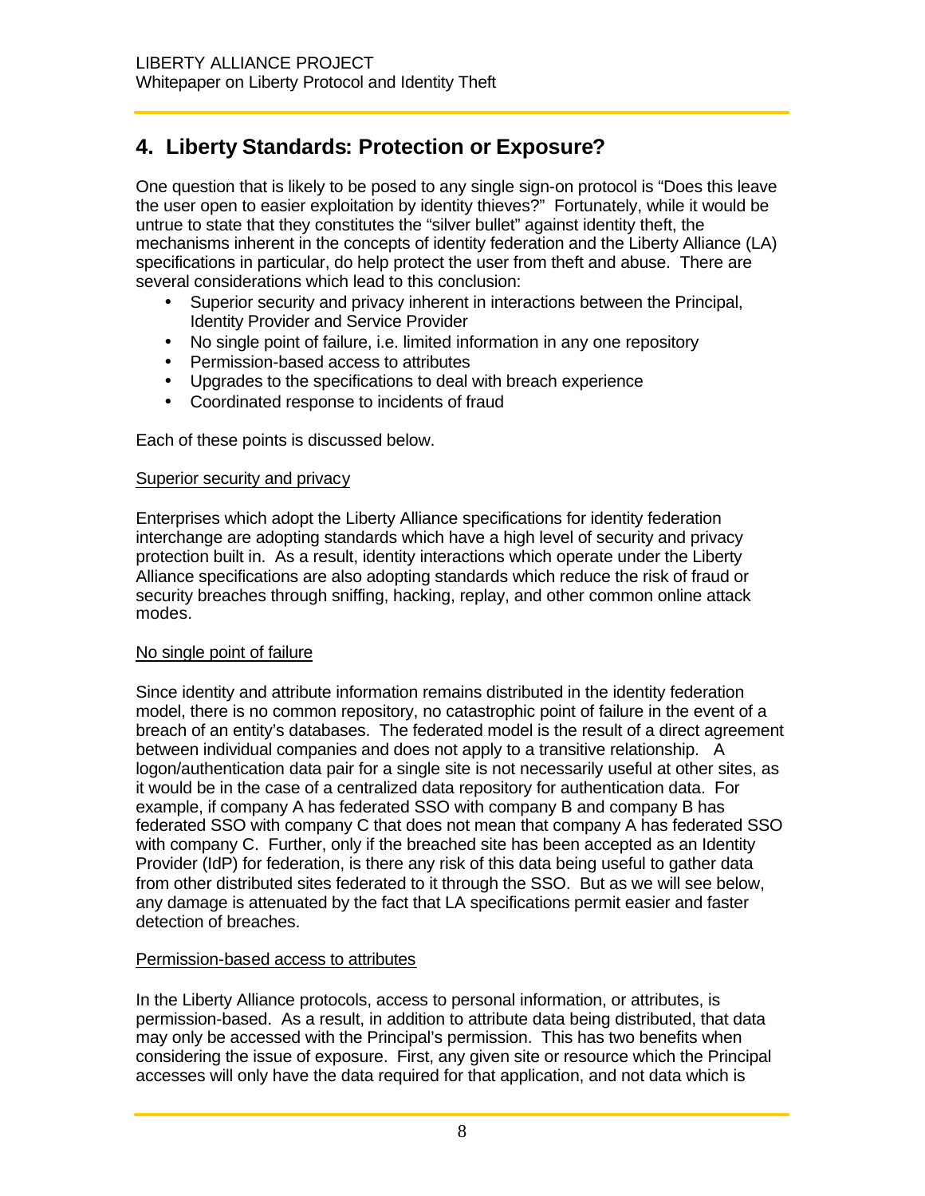## 4. Liberty Standards: Protection or Exposure?

One question that is likely to be posed to any single sign-on protocol is “Does this leave the user open to easier exploitation by identity thieves?” Fortunately, while it would be untrue to state that they constitutes the “silver bullet” against identity theft, the mechanisms inherent in the concepts of identity federation and the Liberty Alliance (LA) specifications in particular, do help protect the user from theft and abuse. There are several considerations which lead to this conclusion:

- Superior security and privacy inherent in interactions between the Principal, Identity Provider and Service Provider
- No single point of failure, i.e. limited information in any one repository
- Permission-based access to attributes
- Upgrades to the specifications to deal with breach experience
- Coordinated response to incidents of fraud

Each of these points is discussed below.

<u>Superior security and privacy</u>

Enterprises which adopt the Liberty Alliance specifications for identity federation interchange are adopting standards which have a high level of security and privacy protection built in. As a result, identity interactions which operate under the Liberty Alliance specifications are also adopting standards which reduce the risk of fraud or security breaches through sniffing, hacking, replay, and other common online attack modes.

<u>No single point of failure</u>

Since identity and attribute information remains distributed in the identity federation model, there is no common repository, no catastrophic point of failure in the event of a breach of an entity’s databases. The federated model is the result of a direct agreement between individual companies and does not apply to a transitive relationship. A logon/authentication data pair for a single site is not necessarily useful at other sites, as it would be in the case of a centralized data repository for authentication data. For example, if company A has federated SSO with company B and company B has federated SSO with company C that does not mean that company A has federated SSO with company C. Further, only if the breached site has been accepted as an Identity Provider (IdP) for federation, is there any risk of this data being useful to gather data from other distributed sites federated to it through the SSO. But as we will see below, any damage is attenuated by the fact that LA specifications permit easier and faster detection of breaches.

<u>Permission-based access to attributes</u>

In the Liberty Alliance protocols, access to personal information, or attributes, is permission-based. As a result, in addition to attribute data being distributed, that data may only be accessed with the Principal’s permission. This has two benefits when considering the issue of exposure. First, any given site or resource which the Principal accesses will only have the data required for that application, and not data which is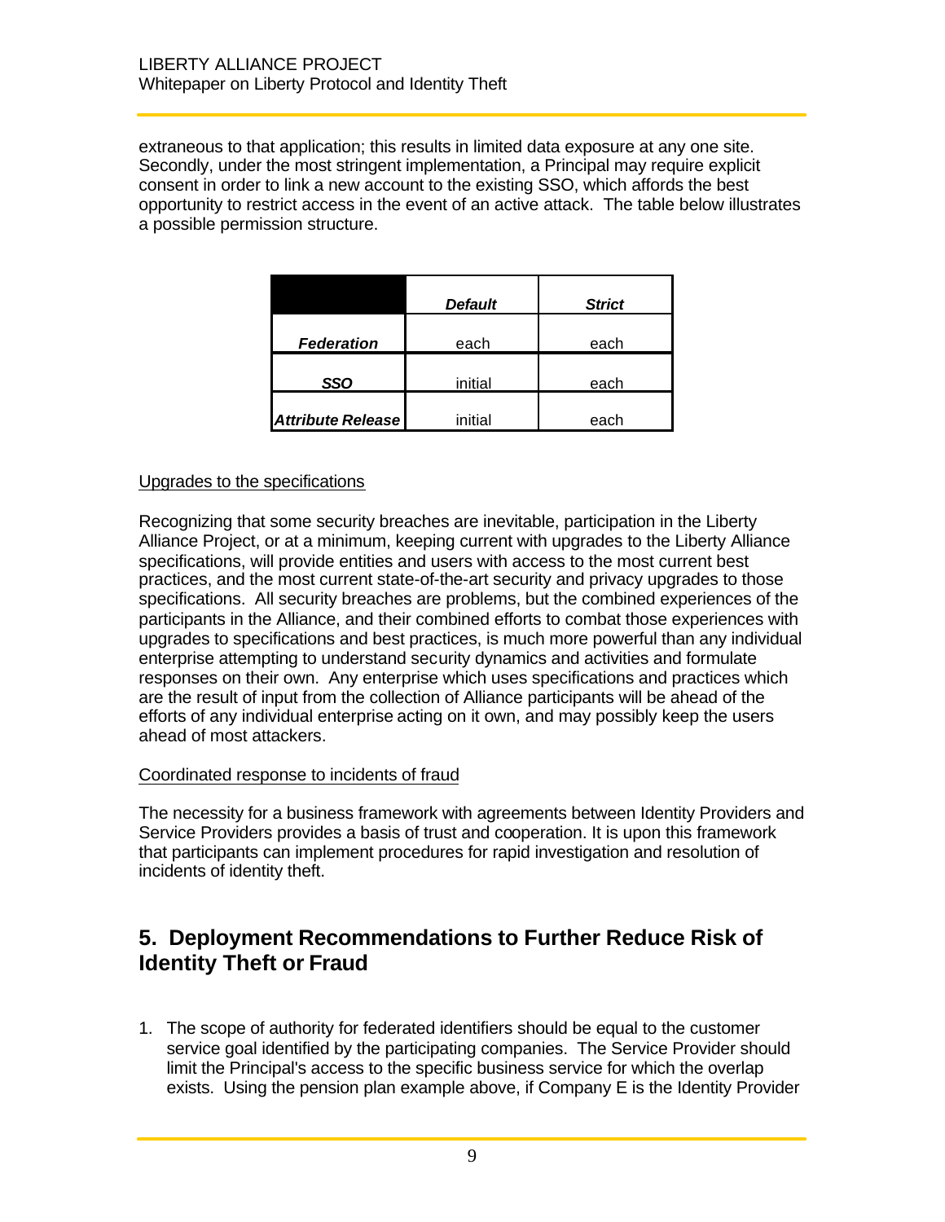extraneous to that application; this results in limited data exposure at any one site. Secondly, under the most stringent implementation, a Principal may require explicit consent in order to link a new account to the existing SSO, which affords the best opportunity to restrict access in the event of an active attack. The table below illustrates a possible permission structure.

| | ***Default*** | ***Strict*** |
|---|---|---|
| ***Federation*** | each | each |
| ***SSO*** | initial | each |
| ***Attribute Release*** | initial | each |

Upgrades to the specifications

Recognizing that some security breaches are inevitable, participation in the Liberty Alliance Project, or at a minimum, keeping current with upgrades to the Liberty Alliance specifications, will provide entities and users with access to the most current best practices, and the most current state-of-the-art security and privacy upgrades to those specifications. All security breaches are problems, but the combined experiences of the participants in the Alliance, and their combined efforts to combat those experiences with upgrades to specifications and best practices, is much more powerful than any individual enterprise attempting to understand security dynamics and activities and formulate responses on their own. Any enterprise which uses specifications and practices which are the result of input from the collection of Alliance participants will be ahead of the efforts of any individual enterprise acting on it own, and may possibly keep the users ahead of most attackers.

Coordinated response to incidents of fraud

The necessity for a business framework with agreements between Identity Providers and Service Providers provides a basis of trust and cooperation. It is upon this framework that participants can implement procedures for rapid investigation and resolution of incidents of identity theft.

## 5. Deployment Recommendations to Further Reduce Risk of Identity Theft or Fraud

1. The scope of authority for federated identifiers should be equal to the customer service goal identified by the participating companies. The Service Provider should limit the Principal's access to the specific business service for which the overlap exists. Using the pension plan example above, if Company E is the Identity Provider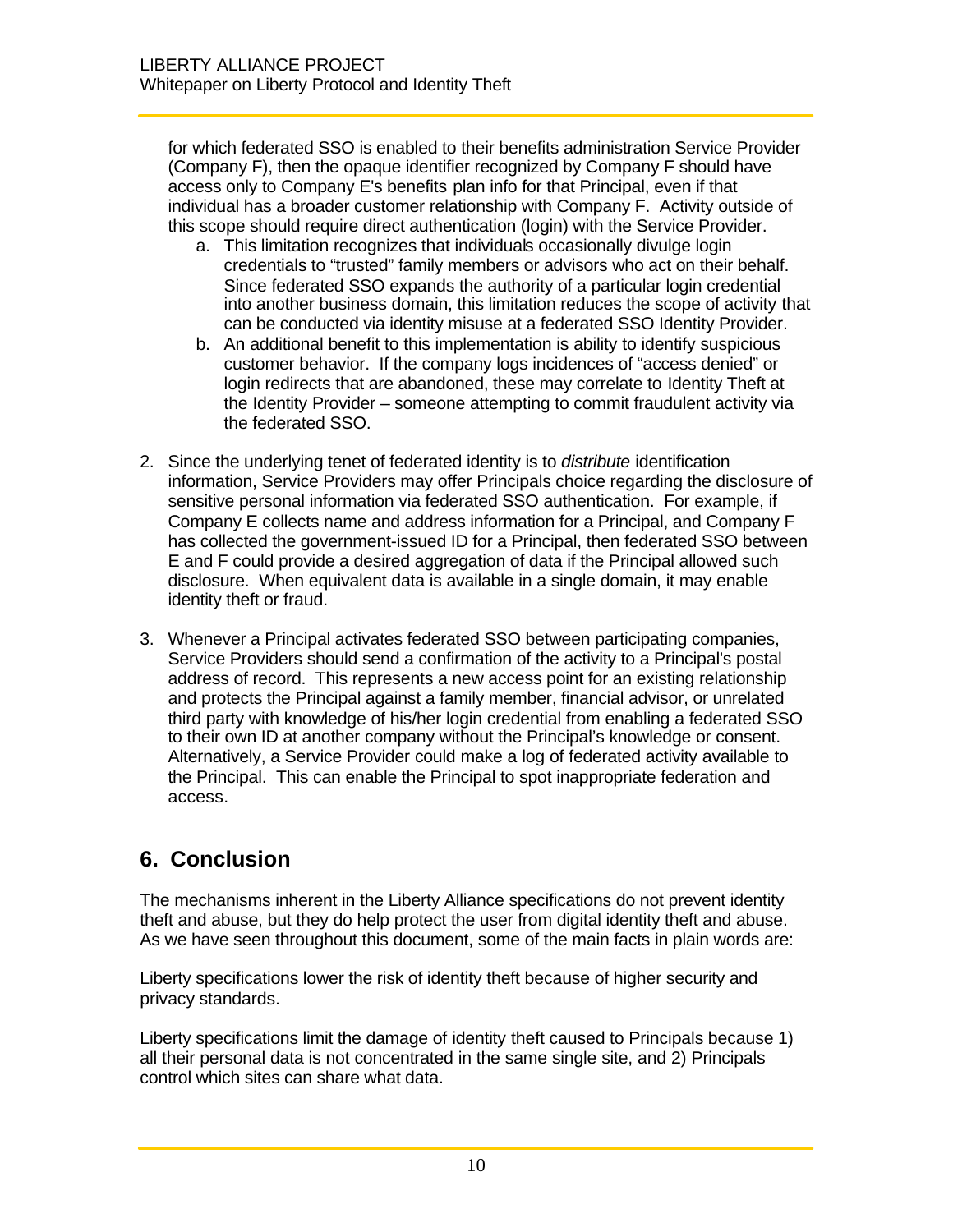for which federated SSO is enabled to their benefits administration Service Provider (Company F), then the opaque identifier recognized by Company F should have access only to Company E's benefits plan info for that Principal, even if that individual has a broader customer relationship with Company F. Activity outside of this scope should require direct authentication (login) with the Service Provider.

   a. This limitation recognizes that individuals occasionally divulge login credentials to "trusted" family members or advisors who act on their behalf. Since federated SSO expands the authority of a particular login credential into another business domain, this limitation reduces the scope of activity that can be conducted via identity misuse at a federated SSO Identity Provider.
   b. An additional benefit to this implementation is ability to identify suspicious customer behavior. If the company logs incidences of "access denied" or login redirects that are abandoned, these may correlate to Identity Theft at the Identity Provider – someone attempting to commit fraudulent activity via the federated SSO.

2. Since the underlying tenet of federated identity is to *distribute* identification information, Service Providers may offer Principals choice regarding the disclosure of sensitive personal information via federated SSO authentication. For example, if Company E collects name and address information for a Principal, and Company F has collected the government-issued ID for a Principal, then federated SSO between E and F could provide a desired aggregation of data if the Principal allowed such disclosure. When equivalent data is available in a single domain, it may enable identity theft or fraud.

3. Whenever a Principal activates federated SSO between participating companies, Service Providers should send a confirmation of the activity to a Principal's postal address of record. This represents a new access point for an existing relationship and protects the Principal against a family member, financial advisor, or unrelated third party with knowledge of his/her login credential from enabling a federated SSO to their own ID at another company without the Principal's knowledge or consent. Alternatively, a Service Provider could make a log of federated activity available to the Principal. This can enable the Principal to spot inappropriate federation and access.

## 6. Conclusion

The mechanisms inherent in the Liberty Alliance specifications do not prevent identity theft and abuse, but they do help protect the user from digital identity theft and abuse. As we have seen throughout this document, some of the main facts in plain words are:

Liberty specifications lower the risk of identity theft because of higher security and privacy standards.

Liberty specifications limit the damage of identity theft caused to Principals because 1) all their personal data is not concentrated in the same single site, and 2) Principals control which sites can share what data.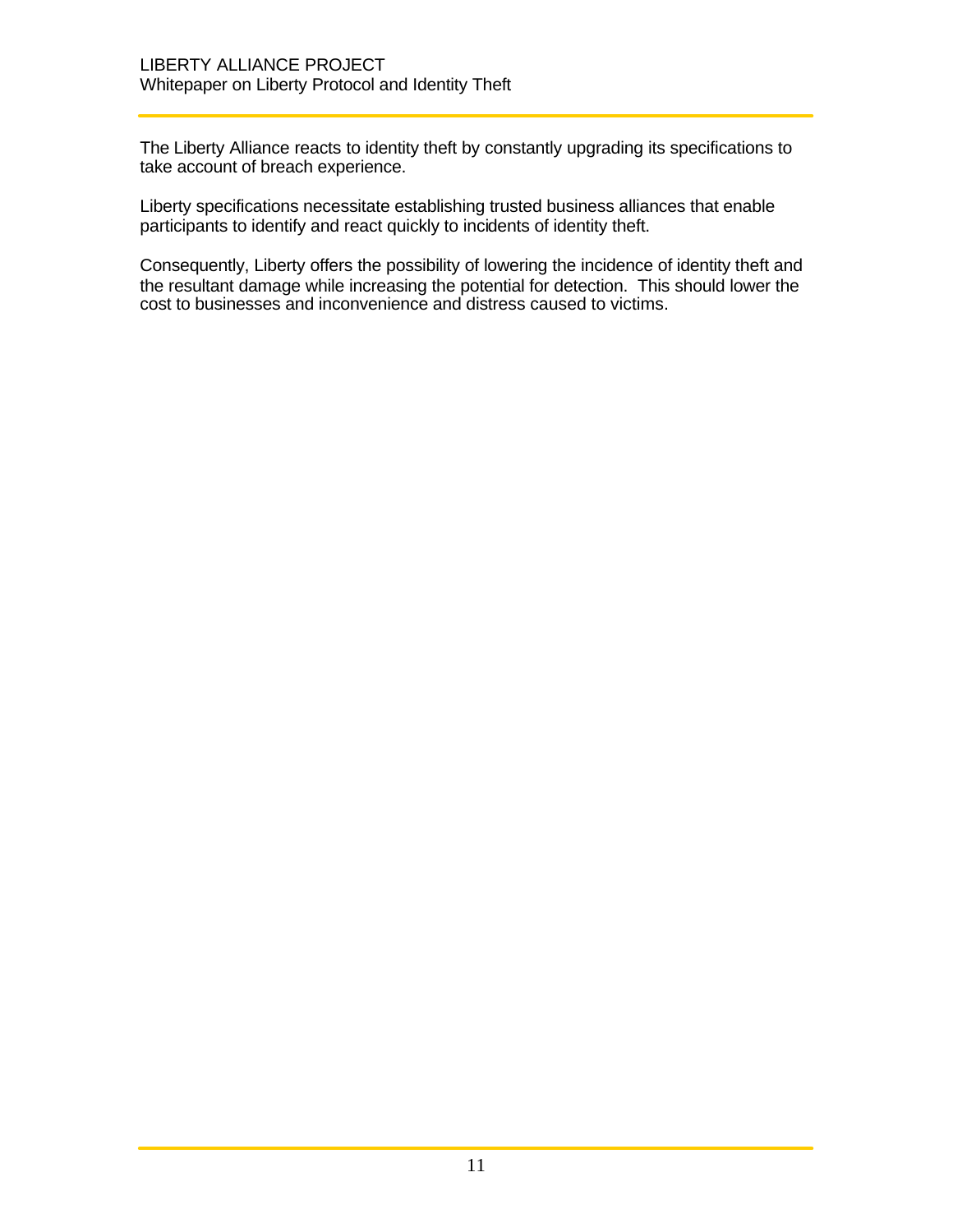The Liberty Alliance reacts to identity theft by constantly upgrading its specifications to take account of breach experience.

Liberty specifications necessitate establishing trusted business alliances that enable participants to identify and react quickly to incidents of identity theft.

Consequently, Liberty offers the possibility of lowering the incidence of identity theft and the resultant damage while increasing the potential for detection. This should lower the cost to businesses and inconvenience and distress caused to victims.